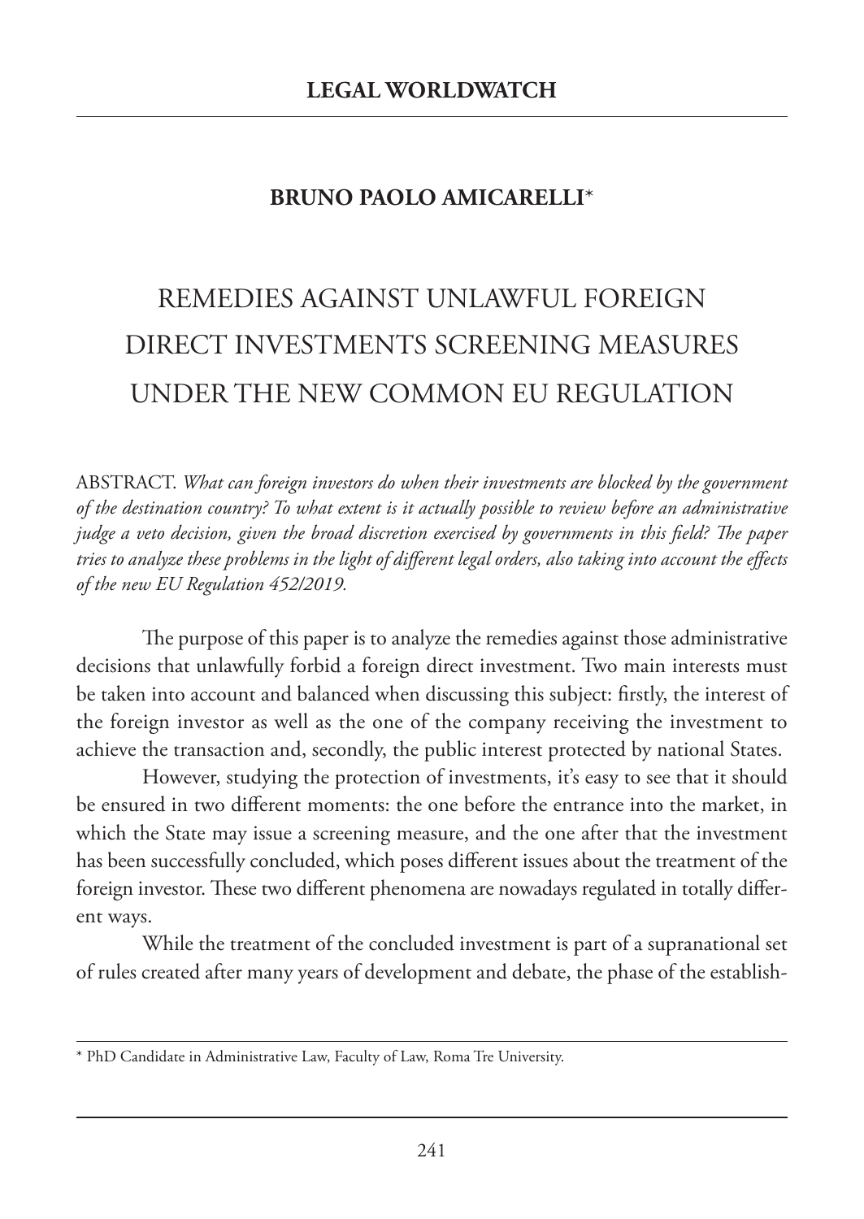**LEGAL WORLDWATCH**

**BRUNO PAOLO AMICARELLI***

# REMEDIES AGAINST UNLAWFUL FOREIGN DIRECT INVESTMENTS SCREENING MEASURES UNDER THE NEW COMMON EU REGULATION

ABSTRACT. *What can foreign investors do when their investments are blocked by the government of the destination country? To what extent is it actually possible to review before an administrative judge a veto decision, given the broad discretion exercised by governments in this field? The paper tries to analyze these problems in the light of different legal orders, also taking into account the effects of the new EU Regulation 452/2019.*

The purpose of this paper is to analyze the remedies against those administrative decisions that unlawfully forbid a foreign direct investment. Two main interests must be taken into account and balanced when discussing this subject: firstly, the interest of the foreign investor as well as the one of the company receiving the investment to achieve the transaction and, secondly, the public interest protected by national States.

However, studying the protection of investments, it's easy to see that it should be ensured in two different moments: the one before the entrance into the market, in which the State may issue a screening measure, and the one after that the investment has been successfully concluded, which poses different issues about the treatment of the foreign investor. These two different phenomena are nowadays regulated in totally different ways.

While the treatment of the concluded investment is part of a supranational set of rules created after many years of development and debate, the phase of the establish-

---

* PhD Candidate in Administrative Law, Faculty of Law, Roma Tre University.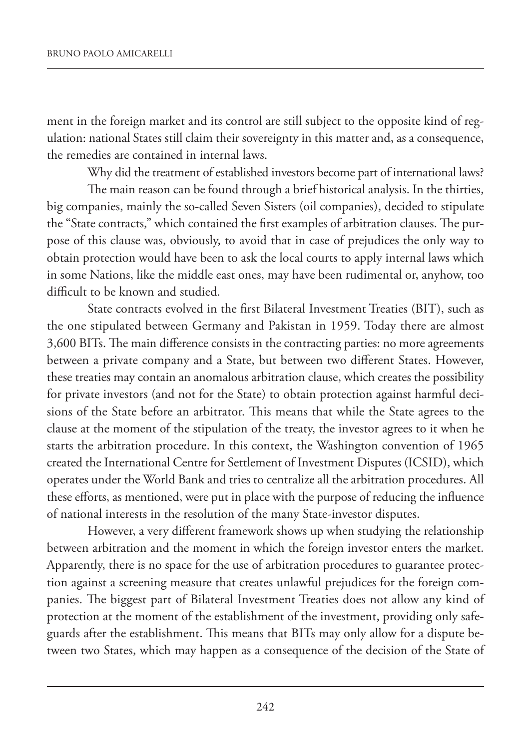ment in the foreign market and its control are still subject to the opposite kind of regulation: national States still claim their sovereignty in this matter and, as a consequence, the remedies are contained in internal laws.

Why did the treatment of established investors become part of international laws?

The main reason can be found through a brief historical analysis. In the thirties, big companies, mainly the so-called Seven Sisters (oil companies), decided to stipulate the "State contracts," which contained the first examples of arbitration clauses. The purpose of this clause was, obviously, to avoid that in case of prejudices the only way to obtain protection would have been to ask the local courts to apply internal laws which in some Nations, like the middle east ones, may have been rudimental or, anyhow, too difficult to be known and studied.

State contracts evolved in the first Bilateral Investment Treaties (BIT), such as the one stipulated between Germany and Pakistan in 1959. Today there are almost 3,600 BITs. The main difference consists in the contracting parties: no more agreements between a private company and a State, but between two different States. However, these treaties may contain an anomalous arbitration clause, which creates the possibility for private investors (and not for the State) to obtain protection against harmful decisions of the State before an arbitrator. This means that while the State agrees to the clause at the moment of the stipulation of the treaty, the investor agrees to it when he starts the arbitration procedure. In this context, the Washington convention of 1965 created the International Centre for Settlement of Investment Disputes (ICSID), which operates under the World Bank and tries to centralize all the arbitration procedures. All these efforts, as mentioned, were put in place with the purpose of reducing the influence of national interests in the resolution of the many State-investor disputes.

However, a very different framework shows up when studying the relationship between arbitration and the moment in which the foreign investor enters the market. Apparently, there is no space for the use of arbitration procedures to guarantee protection against a screening measure that creates unlawful prejudices for the foreign companies. The biggest part of Bilateral Investment Treaties does not allow any kind of protection at the moment of the establishment of the investment, providing only safeguards after the establishment. This means that BITs may only allow for a dispute between two States, which may happen as a consequence of the decision of the State of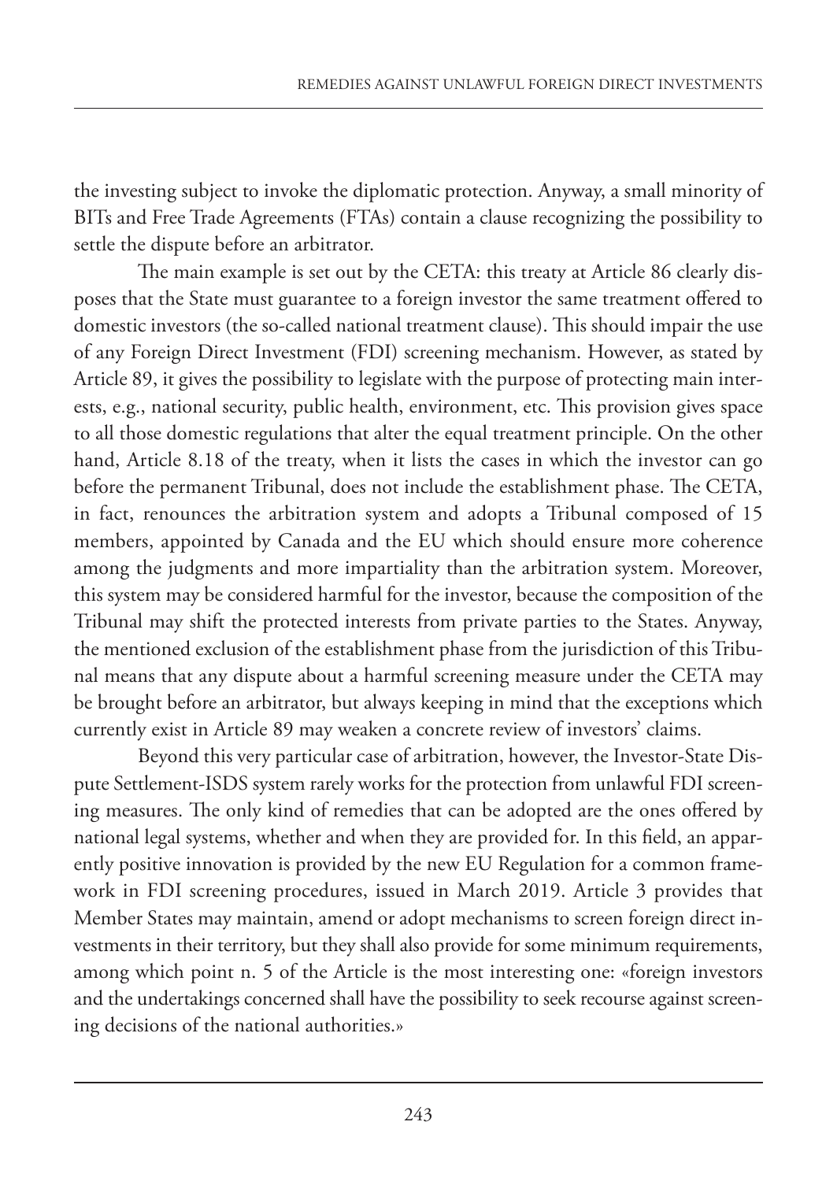the investing subject to invoke the diplomatic protection. Anyway, a small minority of BITs and Free Trade Agreements (FTAs) contain a clause recognizing the possibility to settle the dispute before an arbitrator.

The main example is set out by the CETA: this treaty at Article 86 clearly disposes that the State must guarantee to a foreign investor the same treatment offered to domestic investors (the so-called national treatment clause). This should impair the use of any Foreign Direct Investment (FDI) screening mechanism. However, as stated by Article 89, it gives the possibility to legislate with the purpose of protecting main interests, e.g., national security, public health, environment, etc. This provision gives space to all those domestic regulations that alter the equal treatment principle. On the other hand, Article 8.18 of the treaty, when it lists the cases in which the investor can go before the permanent Tribunal, does not include the establishment phase. The CETA, in fact, renounces the arbitration system and adopts a Tribunal composed of 15 members, appointed by Canada and the EU which should ensure more coherence among the judgments and more impartiality than the arbitration system. Moreover, this system may be considered harmful for the investor, because the composition of the Tribunal may shift the protected interests from private parties to the States. Anyway, the mentioned exclusion of the establishment phase from the jurisdiction of this Tribunal means that any dispute about a harmful screening measure under the CETA may be brought before an arbitrator, but always keeping in mind that the exceptions which currently exist in Article 89 may weaken a concrete review of investors' claims.

Beyond this very particular case of arbitration, however, the Investor-State Dispute Settlement-ISDS system rarely works for the protection from unlawful FDI screening measures. The only kind of remedies that can be adopted are the ones offered by national legal systems, whether and when they are provided for. In this field, an apparently positive innovation is provided by the new EU Regulation for a common framework in FDI screening procedures, issued in March 2019. Article 3 provides that Member States may maintain, amend or adopt mechanisms to screen foreign direct investments in their territory, but they shall also provide for some minimum requirements, among which point n. 5 of the Article is the most interesting one: «foreign investors and the undertakings concerned shall have the possibility to seek recourse against screening decisions of the national authorities.»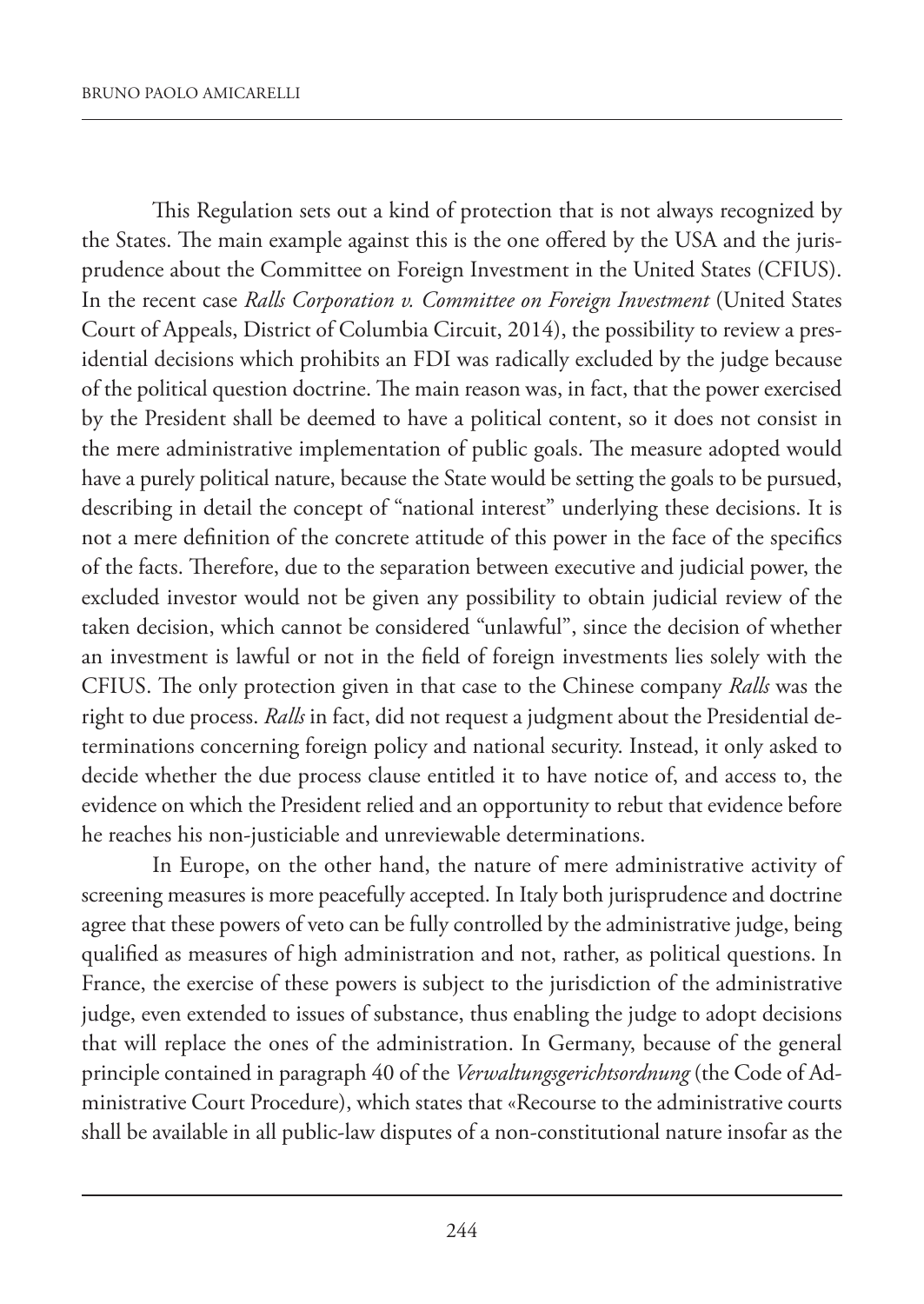This Regulation sets out a kind of protection that is not always recognized by the States. The main example against this is the one offered by the USA and the jurisprudence about the Committee on Foreign Investment in the United States (CFIUS). In the recent case *Ralls Corporation v. Committee on Foreign Investment* (United States Court of Appeals, District of Columbia Circuit, 2014), the possibility to review a presidential decisions which prohibits an FDI was radically excluded by the judge because of the political question doctrine. The main reason was, in fact, that the power exercised by the President shall be deemed to have a political content, so it does not consist in the mere administrative implementation of public goals. The measure adopted would have a purely political nature, because the State would be setting the goals to be pursued, describing in detail the concept of "national interest" underlying these decisions. It is not a mere definition of the concrete attitude of this power in the face of the specifics of the facts. Therefore, due to the separation between executive and judicial power, the excluded investor would not be given any possibility to obtain judicial review of the taken decision, which cannot be considered "unlawful", since the decision of whether an investment is lawful or not in the field of foreign investments lies solely with the CFIUS. The only protection given in that case to the Chinese company *Ralls* was the right to due process. *Ralls* in fact, did not request a judgment about the Presidential determinations concerning foreign policy and national security. Instead, it only asked to decide whether the due process clause entitled it to have notice of, and access to, the evidence on which the President relied and an opportunity to rebut that evidence before he reaches his non-justiciable and unreviewable determinations.

In Europe, on the other hand, the nature of mere administrative activity of screening measures is more peacefully accepted. In Italy both jurisprudence and doctrine agree that these powers of veto can be fully controlled by the administrative judge, being qualified as measures of high administration and not, rather, as political questions. In France, the exercise of these powers is subject to the jurisdiction of the administrative judge, even extended to issues of substance, thus enabling the judge to adopt decisions that will replace the ones of the administration. In Germany, because of the general principle contained in paragraph 40 of the *Verwaltungsgerichtsordnung* (the Code of Administrative Court Procedure), which states that «Recourse to the administrative courts shall be available in all public-law disputes of a non-constitutional nature insofar as the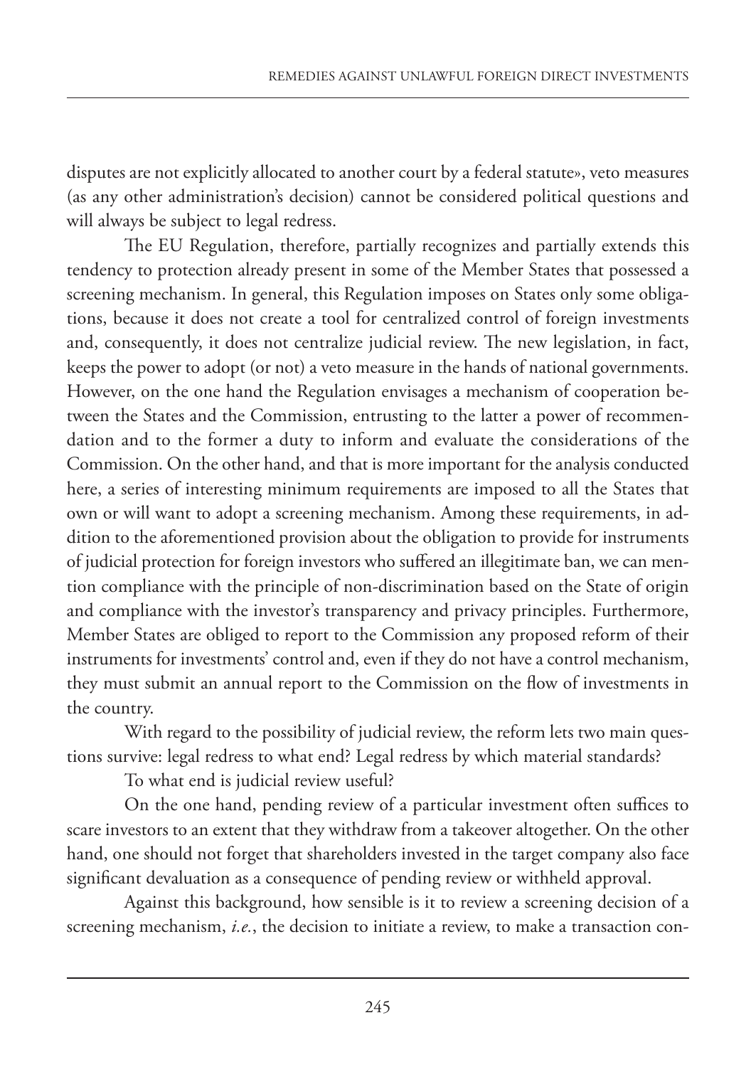disputes are not explicitly allocated to another court by a federal statute», veto measures (as any other administration's decision) cannot be considered political questions and will always be subject to legal redress.

The EU Regulation, therefore, partially recognizes and partially extends this tendency to protection already present in some of the Member States that possessed a screening mechanism. In general, this Regulation imposes on States only some obligations, because it does not create a tool for centralized control of foreign investments and, consequently, it does not centralize judicial review. The new legislation, in fact, keeps the power to adopt (or not) a veto measure in the hands of national governments. However, on the one hand the Regulation envisages a mechanism of cooperation between the States and the Commission, entrusting to the latter a power of recommendation and to the former a duty to inform and evaluate the considerations of the Commission. On the other hand, and that is more important for the analysis conducted here, a series of interesting minimum requirements are imposed to all the States that own or will want to adopt a screening mechanism. Among these requirements, in addition to the aforementioned provision about the obligation to provide for instruments of judicial protection for foreign investors who suffered an illegitimate ban, we can mention compliance with the principle of non-discrimination based on the State of origin and compliance with the investor's transparency and privacy principles. Furthermore, Member States are obliged to report to the Commission any proposed reform of their instruments for investments' control and, even if they do not have a control mechanism, they must submit an annual report to the Commission on the flow of investments in the country.

With regard to the possibility of judicial review, the reform lets two main questions survive: legal redress to what end? Legal redress by which material standards?

To what end is judicial review useful?

On the one hand, pending review of a particular investment often suffices to scare investors to an extent that they withdraw from a takeover altogether. On the other hand, one should not forget that shareholders invested in the target company also face significant devaluation as a consequence of pending review or withheld approval.

Against this background, how sensible is it to review a screening decision of a screening mechanism, *i.e.*, the decision to initiate a review, to make a transaction con-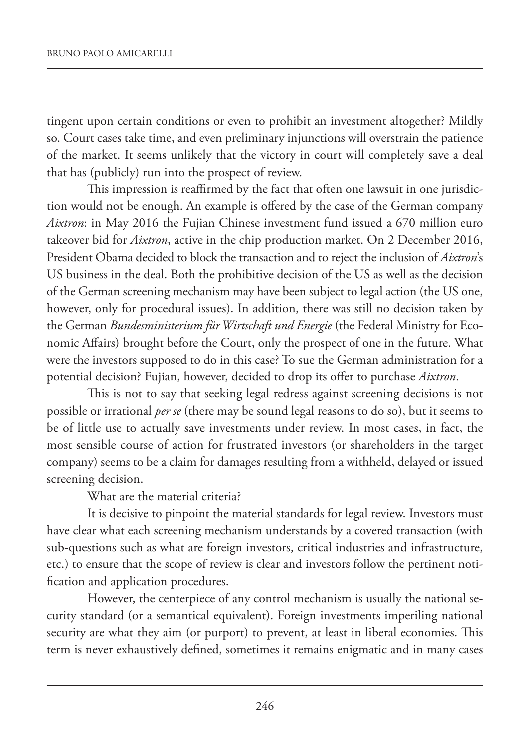tingent upon certain conditions or even to prohibit an investment altogether? Mildly so. Court cases take time, and even preliminary injunctions will overstrain the patience of the market. It seems unlikely that the victory in court will completely save a deal that has (publicly) run into the prospect of review.

This impression is reaffirmed by the fact that often one lawsuit in one jurisdiction would not be enough. An example is offered by the case of the German company *Aixtron*: in May 2016 the Fujian Chinese investment fund issued a 670 million euro takeover bid for *Aixtron*, active in the chip production market. On 2 December 2016, President Obama decided to block the transaction and to reject the inclusion of *Aixtron*'s US business in the deal. Both the prohibitive decision of the US as well as the decision of the German screening mechanism may have been subject to legal action (the US one, however, only for procedural issues). In addition, there was still no decision taken by the German *Bundesministerium für Wirtschaft und Energie* (the Federal Ministry for Economic Affairs) brought before the Court, only the prospect of one in the future. What were the investors supposed to do in this case? To sue the German administration for a potential decision? Fujian, however, decided to drop its offer to purchase *Aixtron*.

This is not to say that seeking legal redress against screening decisions is not possible or irrational *per se* (there may be sound legal reasons to do so), but it seems to be of little use to actually save investments under review. In most cases, in fact, the most sensible course of action for frustrated investors (or shareholders in the target company) seems to be a claim for damages resulting from a withheld, delayed or issued screening decision.

What are the material criteria?

It is decisive to pinpoint the material standards for legal review. Investors must have clear what each screening mechanism understands by a covered transaction (with sub-questions such as what are foreign investors, critical industries and infrastructure, etc.) to ensure that the scope of review is clear and investors follow the pertinent notification and application procedures.

However, the centerpiece of any control mechanism is usually the national security standard (or a semantical equivalent). Foreign investments imperiling national security are what they aim (or purport) to prevent, at least in liberal economies. This term is never exhaustively defined, sometimes it remains enigmatic and in many cases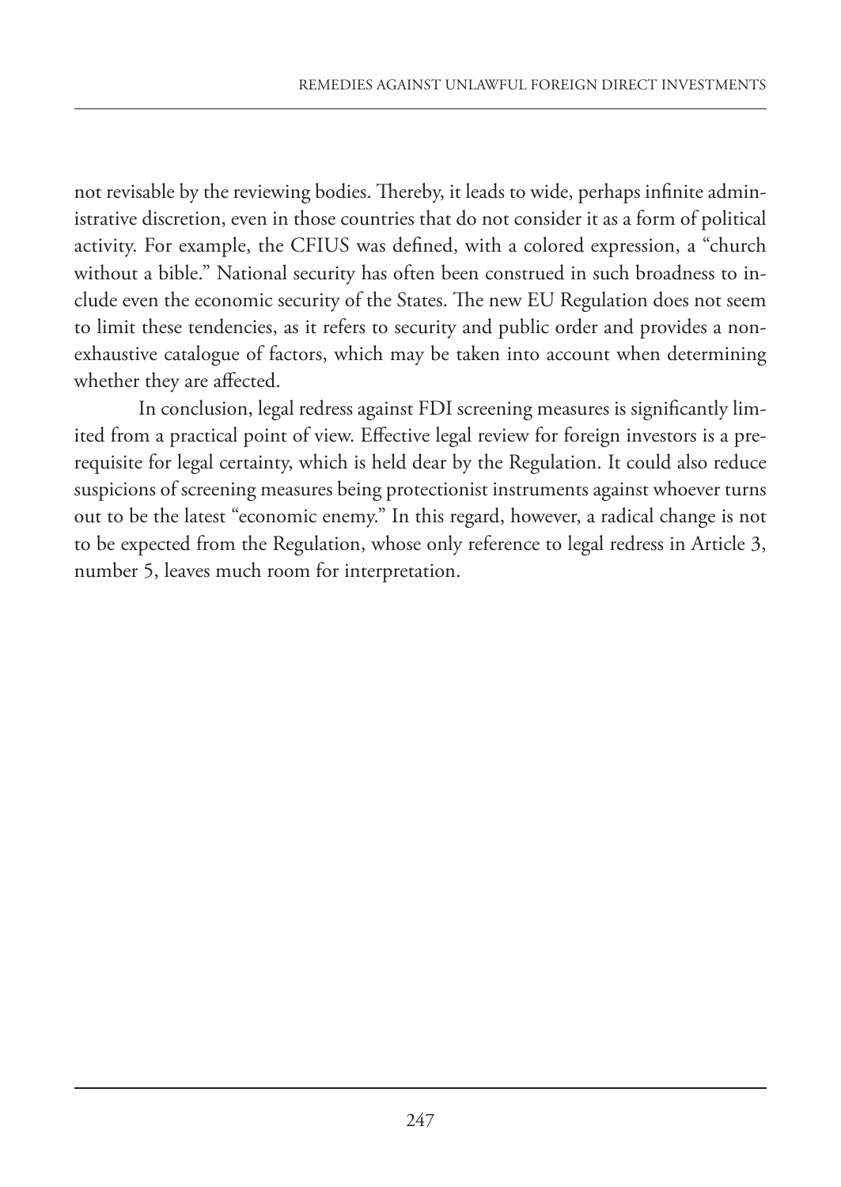not revisable by the reviewing bodies. Thereby, it leads to wide, perhaps infinite administrative discretion, even in those countries that do not consider it as a form of political activity. For example, the CFIUS was defined, with a colored expression, a "church without a bible." National security has often been construed in such broadness to include even the economic security of the States. The new EU Regulation does not seem to limit these tendencies, as it refers to security and public order and provides a non-exhaustive catalogue of factors, which may be taken into account when determining whether they are affected.

In conclusion, legal redress against FDI screening measures is significantly limited from a practical point of view. Effective legal review for foreign investors is a prerequisite for legal certainty, which is held dear by the Regulation. It could also reduce suspicions of screening measures being protectionist instruments against whoever turns out to be the latest "economic enemy." In this regard, however, a radical change is not to be expected from the Regulation, whose only reference to legal redress in Article 3, number 5, leaves much room for interpretation.